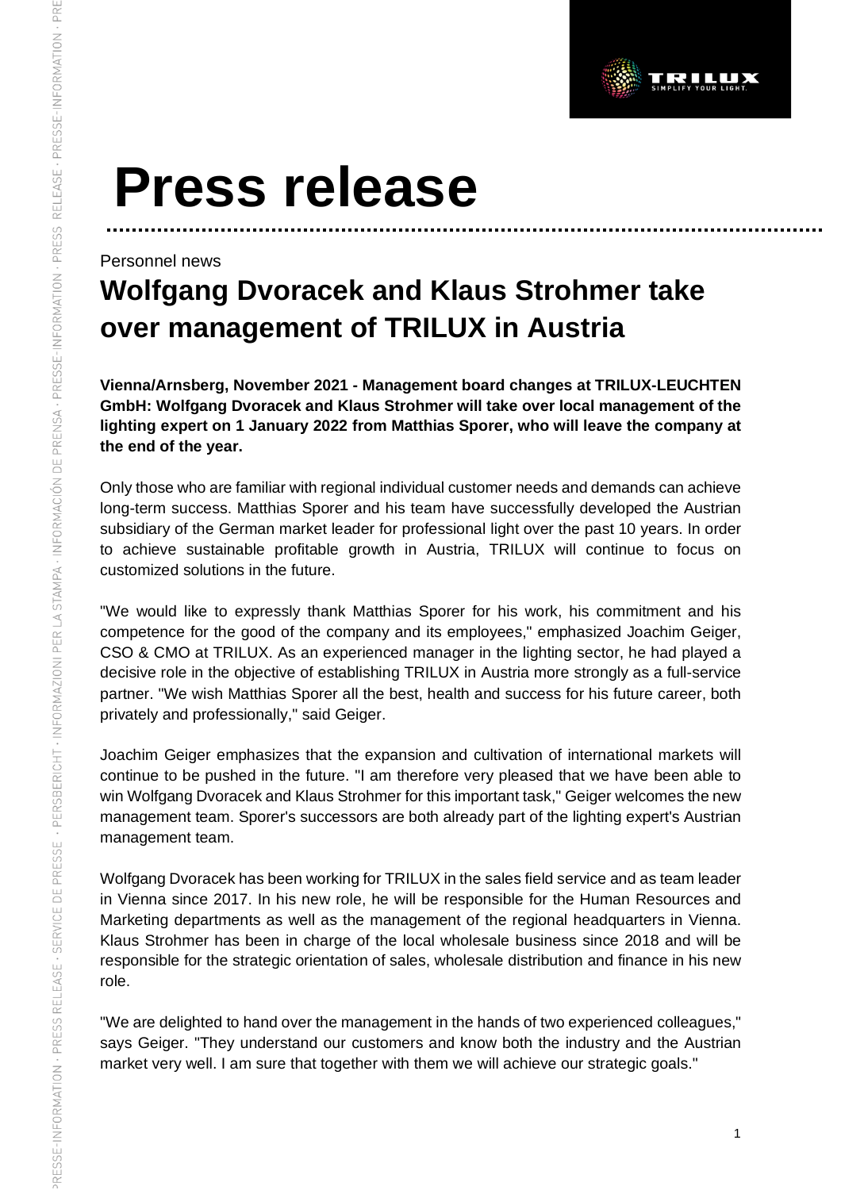# Press release

Personnel news

## Wolfgang Dvoracek and Klaus Strohmer take over management of TRILUX in Austria

**Vienna/Arnsberg, November 2021 - Management board changes at TRILUX-LEUCHTEN GmbH: Wolfgang Dvoracek and Klaus Strohmer will take over local management of the lighting expert on 1 January 2022 from Matthias Sporer, who will leave the company at the end of the year.**

Only those who are familiar with regional individual customer needs and demands can achieve long-term success. Matthias Sporer and his team have successfully developed the Austrian subsidiary of the German market leader for professional light over the past 10 years. In order to achieve sustainable profitable growth in Austria, TRILUX will continue to focus on customized solutions in the future.

"We would like to expressly thank Matthias Sporer for his work, his commitment and his competence for the good of the company and its employees," emphasized Joachim Geiger, CSO & CMO at TRILUX. As an experienced manager in the lighting sector, he had played a decisive role in the objective of establishing TRILUX in Austria more strongly as a full-service partner. "We wish Matthias Sporer all the best, health and success for his future career, both privately and professionally," said Geiger.

Joachim Geiger emphasizes that the expansion and cultivation of international markets will continue to be pushed in the future. "I am therefore very pleased that we have been able to win Wolfgang Dvoracek and Klaus Strohmer for this important task," Geiger welcomes the new management team. Sporer's successors are both already part of the lighting expert's Austrian management team.

Wolfgang Dvoracek has been working for TRILUX in the sales field service and as team leader in Vienna since 2017. In his new role, he will be responsible for the Human Resources and Marketing departments as well as the management of the regional headquarters in Vienna. Klaus Strohmer has been in charge of the local wholesale business since 2018 and will be responsible for the strategic orientation of sales, wholesale distribution and finance in his new role.

"We are delighted to hand over the management in the hands of two experienced colleagues," says Geiger. "They understand our customers and know both the industry and the Austrian market very well. I am sure that together with them we will achieve our strategic goals."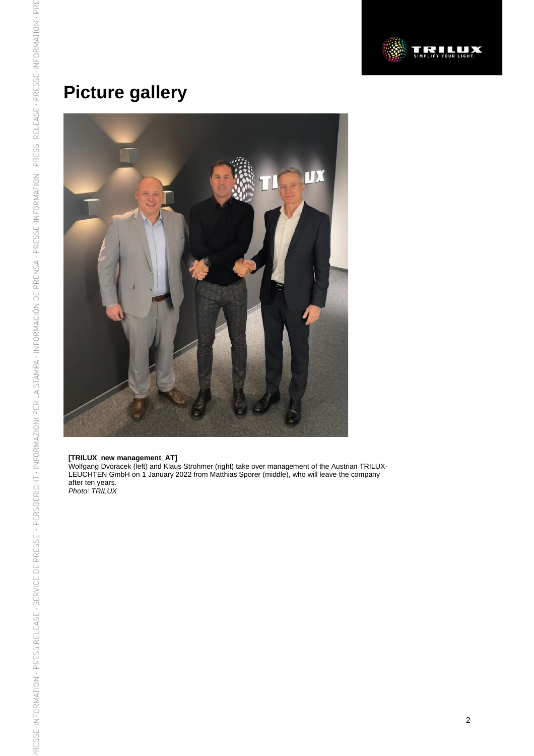# Picture gallery

**[TRILUX_new management_AT]**
Wolfgang Dvoracek (left) and Klaus Strohmer (right) take over management of the Austrian TRILUX-LEUCHTEN GmbH on 1 January 2022 from Matthias Sporer (middle), who will leave the company after ten years.
*Photo: TRILUX*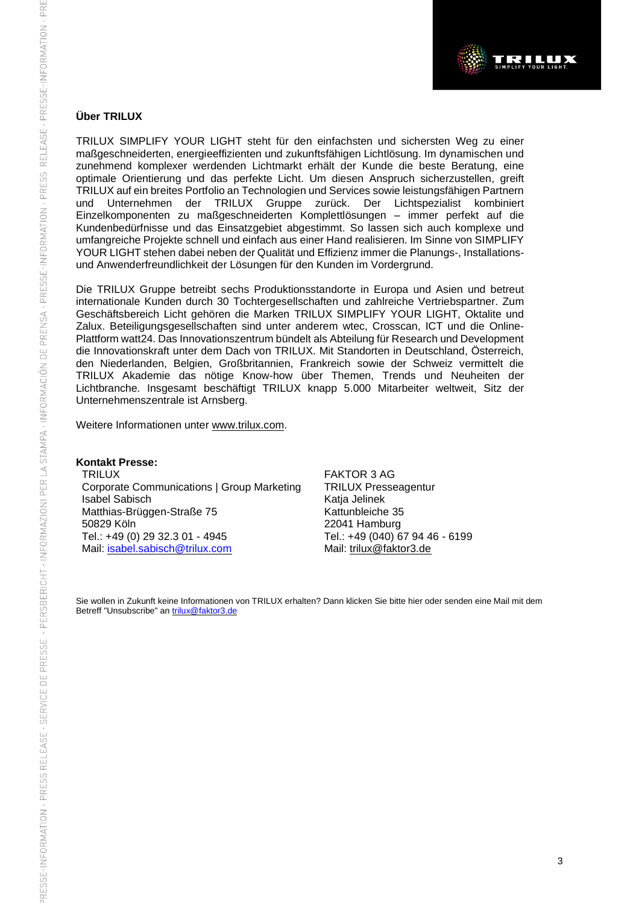**Über TRILUX**

TRILUX SIMPLIFY YOUR LIGHT steht für den einfachsten und sichersten Weg zu einer maßgeschneiderten, energieeffizienten und zukunftsfähigen Lichtlösung. Im dynamischen und zunehmend komplexer werdenden Lichtmarkt erhält der Kunde die beste Beratung, eine optimale Orientierung und das perfekte Licht. Um diesen Anspruch sicherzustellen, greift TRILUX auf ein breites Portfolio an Technologien und Services sowie leistungsfähigen Partnern und Unternehmen der TRILUX Gruppe zurück. Der Lichtspezialist kombiniert Einzelkomponenten zu maßgeschneiderten Komplettlösungen – immer perfekt auf die Kundenbedürfnisse und das Einsatzgebiet abgestimmt. So lassen sich auch komplexe und umfangreiche Projekte schnell und einfach aus einer Hand realisieren. Im Sinne von SIMPLIFY YOUR LIGHT stehen dabei neben der Qualität und Effizienz immer die Planungs-, Installations- und Anwenderfreundlichkeit der Lösungen für den Kunden im Vordergrund.

Die TRILUX Gruppe betreibt sechs Produktionsstandorte in Europa und Asien und betreut internationale Kunden durch 30 Tochtergesellschaften und zahlreiche Vertriebspartner. Zum Geschäftsbereich Licht gehören die Marken TRILUX SIMPLIFY YOUR LIGHT, Oktalite und Zalux. Beteiligungsgesellschaften sind unter anderem wtec, Crosscan, ICT und die Online-Plattform watt24. Das Innovationszentrum bündelt als Abteilung für Research und Development die Innovationskraft unter dem Dach von TRILUX. Mit Standorten in Deutschland, Österreich, den Niederlanden, Belgien, Großbritannien, Frankreich sowie der Schweiz vermittelt die TRILUX Akademie das nötige Know-how über Themen, Trends und Neuheiten der Lichtbranche. Insgesamt beschäftigt TRILUX knapp 5.000 Mitarbeiter weltweit, Sitz der Unternehmenszentrale ist Arnsberg.

Weitere Informationen unter www.trilux.com.

**Kontakt Presse:**

TRILUX
Corporate Communications | Group Marketing
Isabel Sabisch
Matthias-Brüggen-Straße 75
50829 Köln
Tel.: +49 (0) 29 32.3 01 - 4945
Mail: isabel.sabisch@trilux.com

FAKTOR 3 AG
TRILUX Presseagentur
Katja Jelinek
Kattunbleiche 35
22041 Hamburg
Tel.: +49 (040) 67 94 46 - 6199
Mail: trilux@faktor3.de

Sie wollen in Zukunft keine Informationen von TRILUX erhalten? Dann klicken Sie bitte hier oder senden eine Mail mit dem Betreff "Unsubscribe" an trilux@faktor3.de